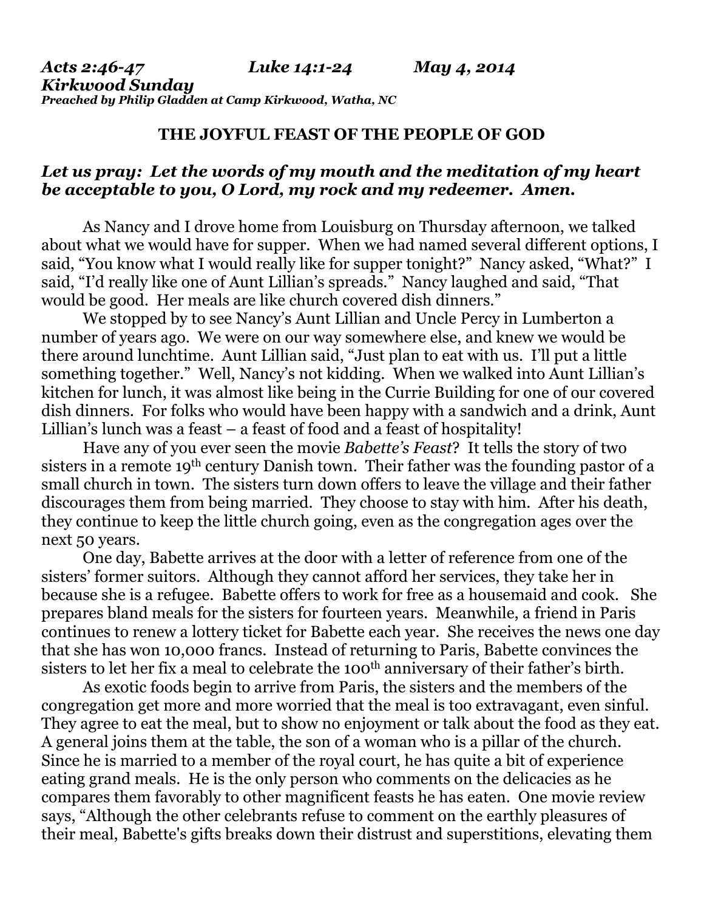***Acts 2:46-47 Luke 14:1-24 May 4, 2014***
***Kirkwood Sunday***
***Preached by Philip Gladden at Camp Kirkwood, Watha, NC***

## THE JOYFUL FEAST OF THE PEOPLE OF GOD

***Let us pray: Let the words of my mouth and the meditation of my heart be acceptable to you, O Lord, my rock and my redeemer. Amen.***

As Nancy and I drove home from Louisburg on Thursday afternoon, we talked about what we would have for supper. When we had named several different options, I said, "You know what I would really like for supper tonight?" Nancy asked, "What?" I said, "I'd really like one of Aunt Lillian's spreads." Nancy laughed and said, "That would be good. Her meals are like church covered dish dinners."

We stopped by to see Nancy's Aunt Lillian and Uncle Percy in Lumberton a number of years ago. We were on our way somewhere else, and knew we would be there around lunchtime. Aunt Lillian said, "Just plan to eat with us. I'll put a little something together." Well, Nancy's not kidding. When we walked into Aunt Lillian's kitchen for lunch, it was almost like being in the Currie Building for one of our covered dish dinners. For folks who would have been happy with a sandwich and a drink, Aunt Lillian's lunch was a feast – a feast of food and a feast of hospitality!

Have any of you ever seen the movie *Babette's Feast*? It tells the story of two sisters in a remote 19th century Danish town. Their father was the founding pastor of a small church in town. The sisters turn down offers to leave the village and their father discourages them from being married. They choose to stay with him. After his death, they continue to keep the little church going, even as the congregation ages over the next 50 years.

One day, Babette arrives at the door with a letter of reference from one of the sisters' former suitors. Although they cannot afford her services, they take her in because she is a refugee. Babette offers to work for free as a housemaid and cook. She prepares bland meals for the sisters for fourteen years. Meanwhile, a friend in Paris continues to renew a lottery ticket for Babette each year. She receives the news one day that she has won 10,000 francs. Instead of returning to Paris, Babette convinces the sisters to let her fix a meal to celebrate the 100th anniversary of their father's birth.

As exotic foods begin to arrive from Paris, the sisters and the members of the congregation get more and more worried that the meal is too extravagant, even sinful. They agree to eat the meal, but to show no enjoyment or talk about the food as they eat. A general joins them at the table, the son of a woman who is a pillar of the church. Since he is married to a member of the royal court, he has quite a bit of experience eating grand meals. He is the only person who comments on the delicacies as he compares them favorably to other magnificent feasts he has eaten. One movie review says, "Although the other celebrants refuse to comment on the earthly pleasures of their meal, Babette's gifts breaks down their distrust and superstitions, elevating them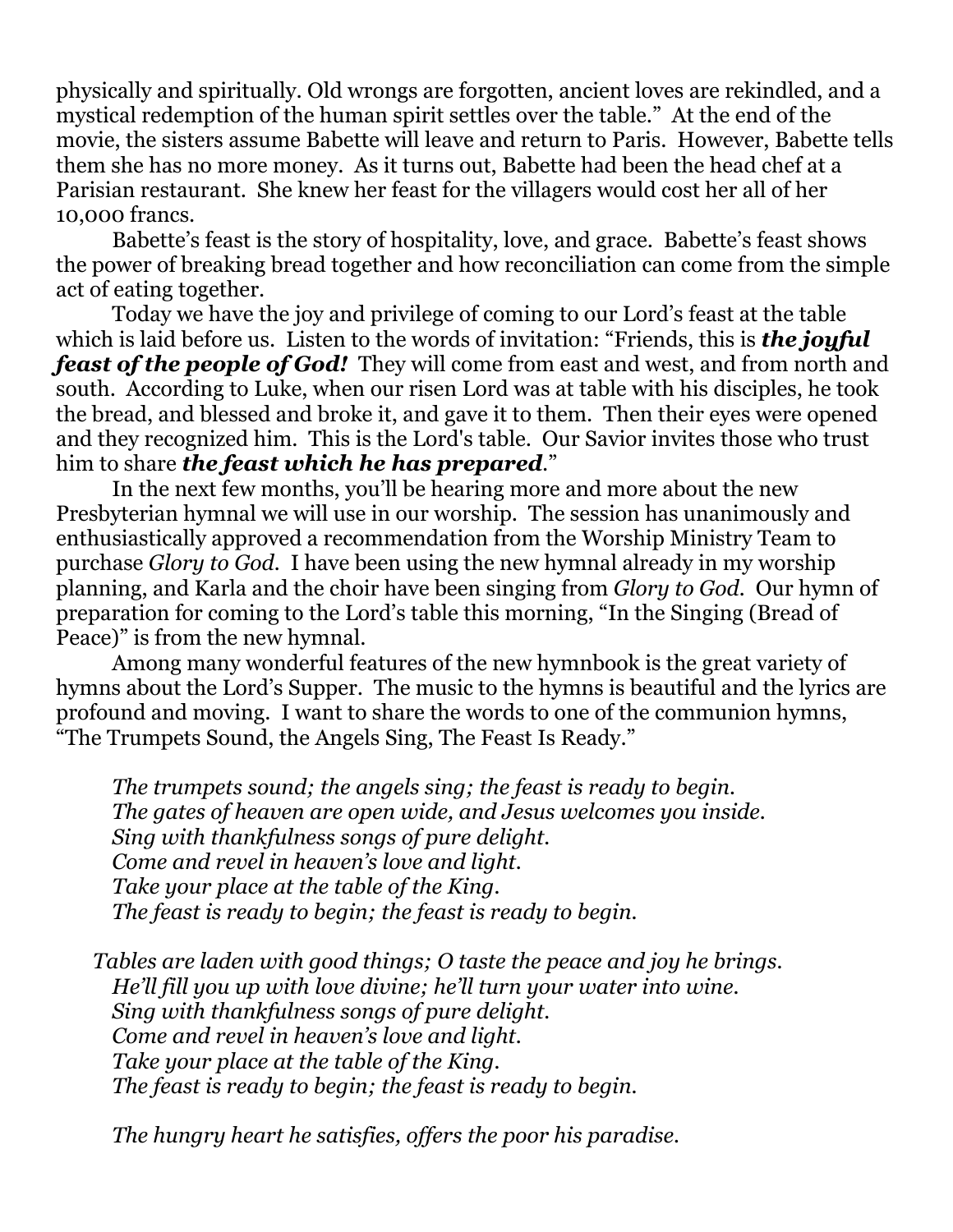physically and spiritually. Old wrongs are forgotten, ancient loves are rekindled, and a mystical redemption of the human spirit settles over the table." At the end of the movie, the sisters assume Babette will leave and return to Paris. However, Babette tells them she has no more money. As it turns out, Babette had been the head chef at a Parisian restaurant. She knew her feast for the villagers would cost her all of her 10,000 francs.

Babette's feast is the story of hospitality, love, and grace. Babette's feast shows the power of breaking bread together and how reconciliation can come from the simple act of eating together.

Today we have the joy and privilege of coming to our Lord's feast at the table which is laid before us. Listen to the words of invitation: "Friends, this is ***the joyful feast of the people of God!*** They will come from east and west, and from north and south. According to Luke, when our risen Lord was at table with his disciples, he took the bread, and blessed and broke it, and gave it to them. Then their eyes were opened and they recognized him. This is the Lord's table. Our Savior invites those who trust him to share ***the feast which he has prepared***."

In the next few months, you'll be hearing more and more about the new Presbyterian hymnal we will use in our worship. The session has unanimously and enthusiastically approved a recommendation from the Worship Ministry Team to purchase *Glory to God*. I have been using the new hymnal already in my worship planning, and Karla and the choir have been singing from *Glory to God*. Our hymn of preparation for coming to the Lord's table this morning, "In the Singing (Bread of Peace)" is from the new hymnal.

Among many wonderful features of the new hymnbook is the great variety of hymns about the Lord's Supper. The music to the hymns is beautiful and the lyrics are profound and moving. I want to share the words to one of the communion hymns, "The Trumpets Sound, the Angels Sing, The Feast Is Ready."

*The trumpets sound; the angels sing; the feast is ready to begin.*
*The gates of heaven are open wide, and Jesus welcomes you inside.*
*Sing with thankfulness songs of pure delight.*
*Come and revel in heaven's love and light.*
*Take your place at the table of the King.*
*The feast is ready to begin; the feast is ready to begin.*

*Tables are laden with good things; O taste the peace and joy he brings.*
*He'll fill you up with love divine; he'll turn your water into wine.*
*Sing with thankfulness songs of pure delight.*
*Come and revel in heaven's love and light.*
*Take your place at the table of the King.*
*The feast is ready to begin; the feast is ready to begin.*

*The hungry heart he satisfies, offers the poor his paradise.*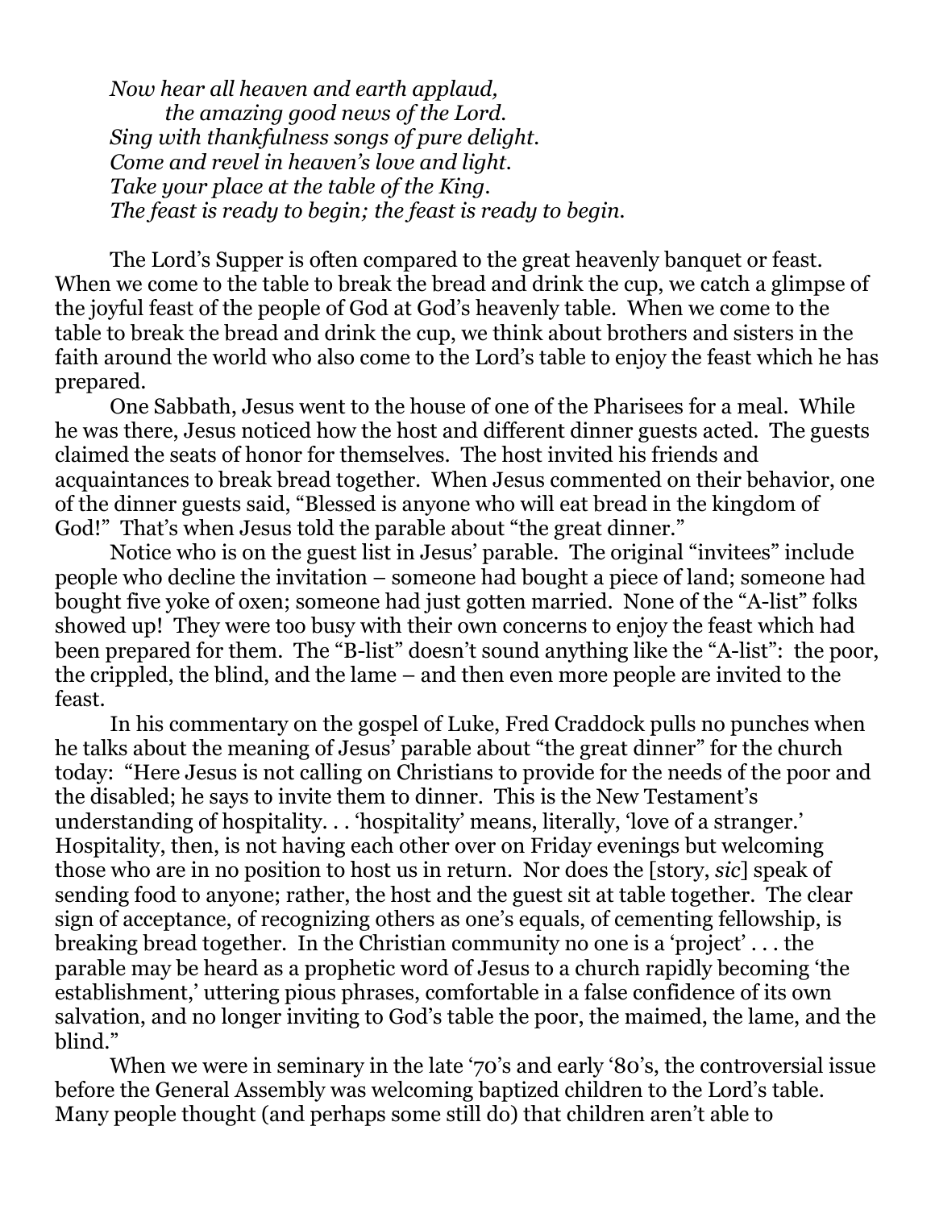*Now hear all heaven and earth applaud,*
*the amazing good news of the Lord.*
*Sing with thankfulness songs of pure delight.*
*Come and revel in heaven's love and light.*
*Take your place at the table of the King.*
*The feast is ready to begin; the feast is ready to begin.*

The Lord's Supper is often compared to the great heavenly banquet or feast. When we come to the table to break the bread and drink the cup, we catch a glimpse of the joyful feast of the people of God at God's heavenly table. When we come to the table to break the bread and drink the cup, we think about brothers and sisters in the faith around the world who also come to the Lord's table to enjoy the feast which he has prepared.

One Sabbath, Jesus went to the house of one of the Pharisees for a meal. While he was there, Jesus noticed how the host and different dinner guests acted. The guests claimed the seats of honor for themselves. The host invited his friends and acquaintances to break bread together. When Jesus commented on their behavior, one of the dinner guests said, "Blessed is anyone who will eat bread in the kingdom of God!" That's when Jesus told the parable about "the great dinner."

Notice who is on the guest list in Jesus' parable. The original "invitees" include people who decline the invitation – someone had bought a piece of land; someone had bought five yoke of oxen; someone had just gotten married. None of the "A-list" folks showed up! They were too busy with their own concerns to enjoy the feast which had been prepared for them. The "B-list" doesn't sound anything like the "A-list": the poor, the crippled, the blind, and the lame – and then even more people are invited to the feast.

In his commentary on the gospel of Luke, Fred Craddock pulls no punches when he talks about the meaning of Jesus' parable about "the great dinner" for the church today: "Here Jesus is not calling on Christians to provide for the needs of the poor and the disabled; he says to invite them to dinner. This is the New Testament's understanding of hospitality. . . 'hospitality' means, literally, 'love of a stranger.' Hospitality, then, is not having each other over on Friday evenings but welcoming those who are in no position to host us in return. Nor does the [story, *sic*] speak of sending food to anyone; rather, the host and the guest sit at table together. The clear sign of acceptance, of recognizing others as one's equals, of cementing fellowship, is breaking bread together. In the Christian community no one is a 'project' . . . the parable may be heard as a prophetic word of Jesus to a church rapidly becoming 'the establishment,' uttering pious phrases, comfortable in a false confidence of its own salvation, and no longer inviting to God's table the poor, the maimed, the lame, and the blind."

When we were in seminary in the late '70's and early '80's, the controversial issue before the General Assembly was welcoming baptized children to the Lord's table. Many people thought (and perhaps some still do) that children aren't able to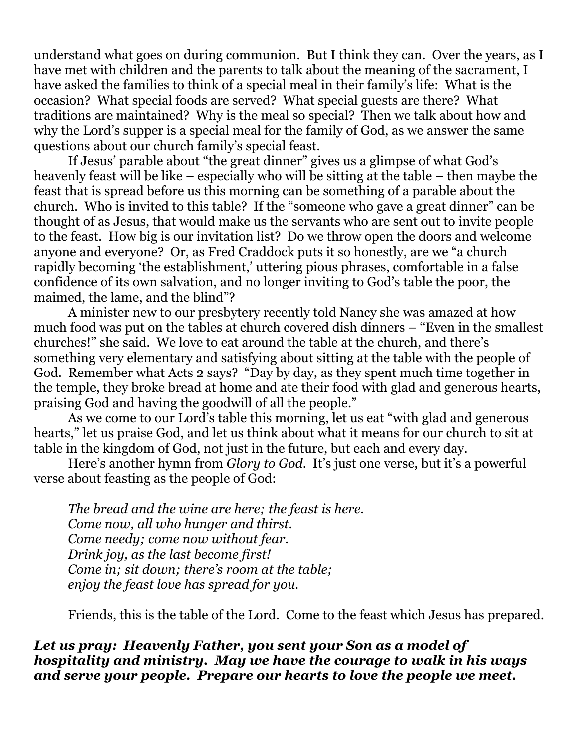understand what goes on during communion. But I think they can. Over the years, as I have met with children and the parents to talk about the meaning of the sacrament, I have asked the families to think of a special meal in their family's life: What is the occasion? What special foods are served? What special guests are there? What traditions are maintained? Why is the meal so special? Then we talk about how and why the Lord's supper is a special meal for the family of God, as we answer the same questions about our church family's special feast.

If Jesus' parable about "the great dinner" gives us a glimpse of what God's heavenly feast will be like – especially who will be sitting at the table – then maybe the feast that is spread before us this morning can be something of a parable about the church. Who is invited to this table? If the "someone who gave a great dinner" can be thought of as Jesus, that would make us the servants who are sent out to invite people to the feast. How big is our invitation list? Do we throw open the doors and welcome anyone and everyone? Or, as Fred Craddock puts it so honestly, are we "a church rapidly becoming 'the establishment,' uttering pious phrases, comfortable in a false confidence of its own salvation, and no longer inviting to God's table the poor, the maimed, the lame, and the blind"?

A minister new to our presbytery recently told Nancy she was amazed at how much food was put on the tables at church covered dish dinners – "Even in the smallest churches!" she said. We love to eat around the table at the church, and there's something very elementary and satisfying about sitting at the table with the people of God. Remember what Acts 2 says? "Day by day, as they spent much time together in the temple, they broke bread at home and ate their food with glad and generous hearts, praising God and having the goodwill of all the people."

As we come to our Lord's table this morning, let us eat "with glad and generous hearts," let us praise God, and let us think about what it means for our church to sit at table in the kingdom of God, not just in the future, but each and every day.

Here's another hymn from *Glory to God*. It's just one verse, but it's a powerful verse about feasting as the people of God:

> *The bread and the wine are here; the feast is here.*
> *Come now, all who hunger and thirst.*
> *Come needy; come now without fear.*
> *Drink joy, as the last become first!*
> *Come in; sit down; there's room at the table;*
> *enjoy the feast love has spread for you.*

Friends, this is the table of the Lord. Come to the feast which Jesus has prepared.

***Let us pray: Heavenly Father, you sent your Son as a model of hospitality and ministry. May we have the courage to walk in his ways and serve your people. Prepare our hearts to love the people we meet.***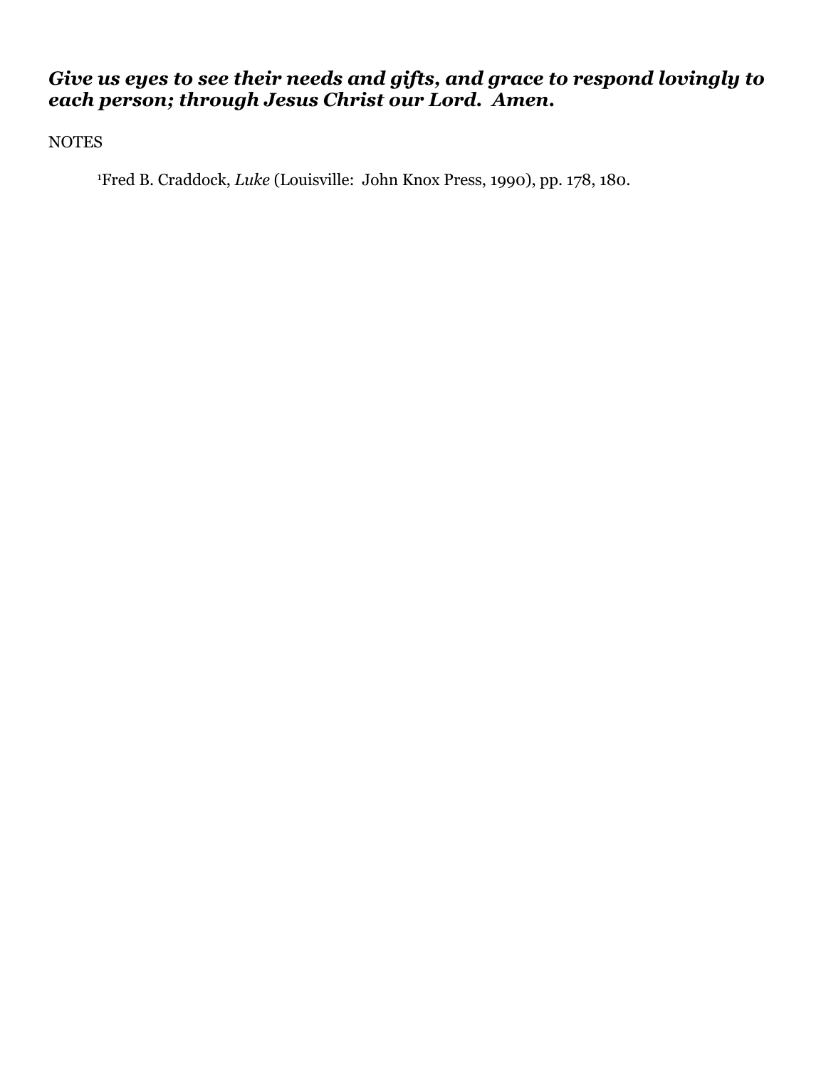***Give us eyes to see their needs and gifts, and grace to respond lovingly to each person; through Jesus Christ our Lord. Amen.***

NOTES

[1]Fred B. Craddock, *Luke* (Louisville: John Knox Press, 1990), pp. 178, 180.